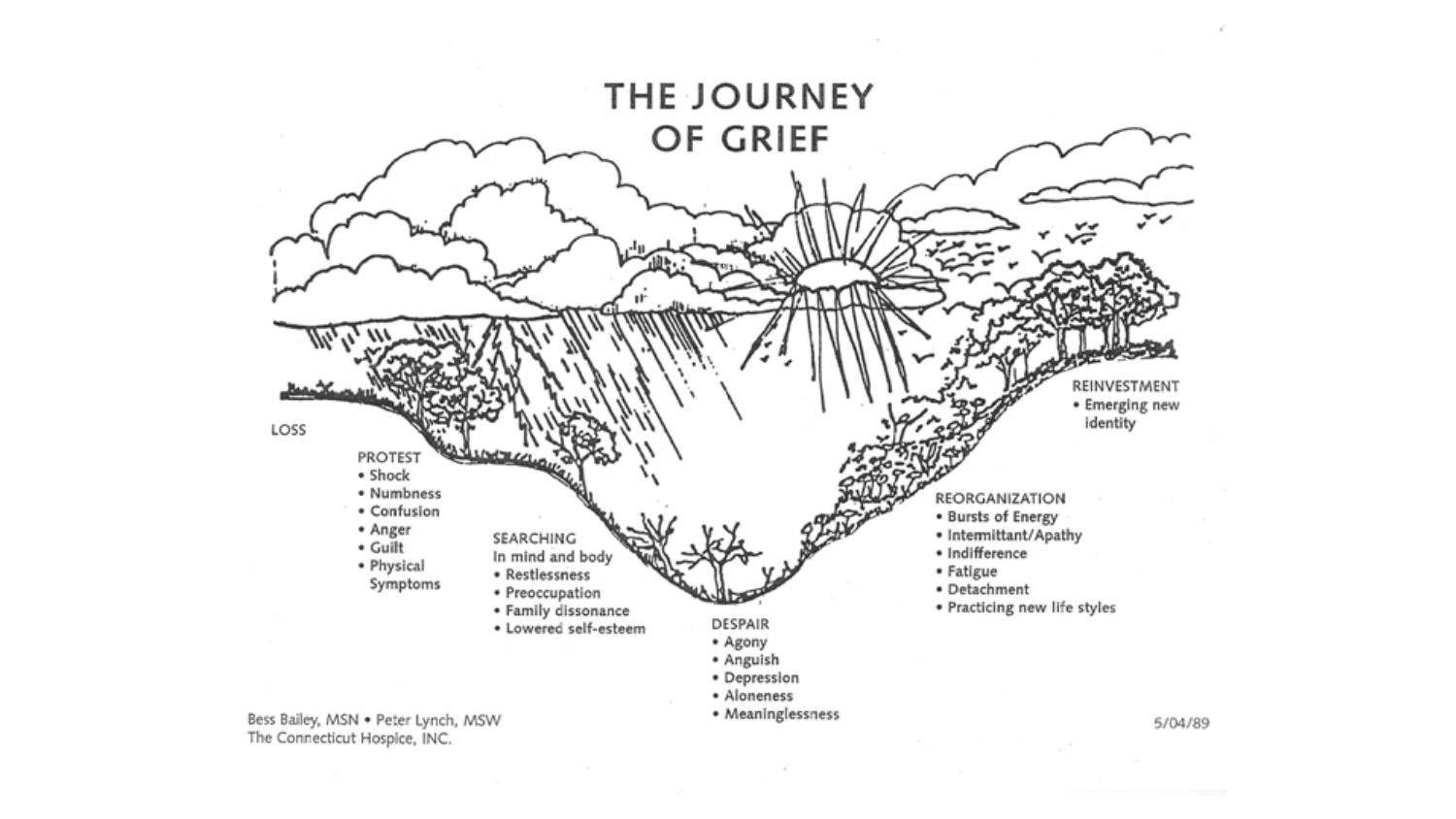# THE JOURNEY OF GRIEF

LOSS

PROTEST
- Shock
- Numbness
- Confusion
- Anger
- Guilt
- Physical Symptoms

SEARCHING
In mind and body
- Restlessness
- Preoccupation
- Family dissonance
- Lowered self-esteem

DESPAIR
- Agony
- Anguish
- Depression
- Aloneness
- Meaninglessness

REORGANIZATION
- Bursts of Energy
- Intermittant/Apathy
- Indifference
- Fatigue
- Detachment
- Practicing new life styles

REINVESTMENT
- Emerging new identity

Bess Bailey, MSN • Peter Lynch, MSW
The Connecticut Hospice, INC.

5/04/89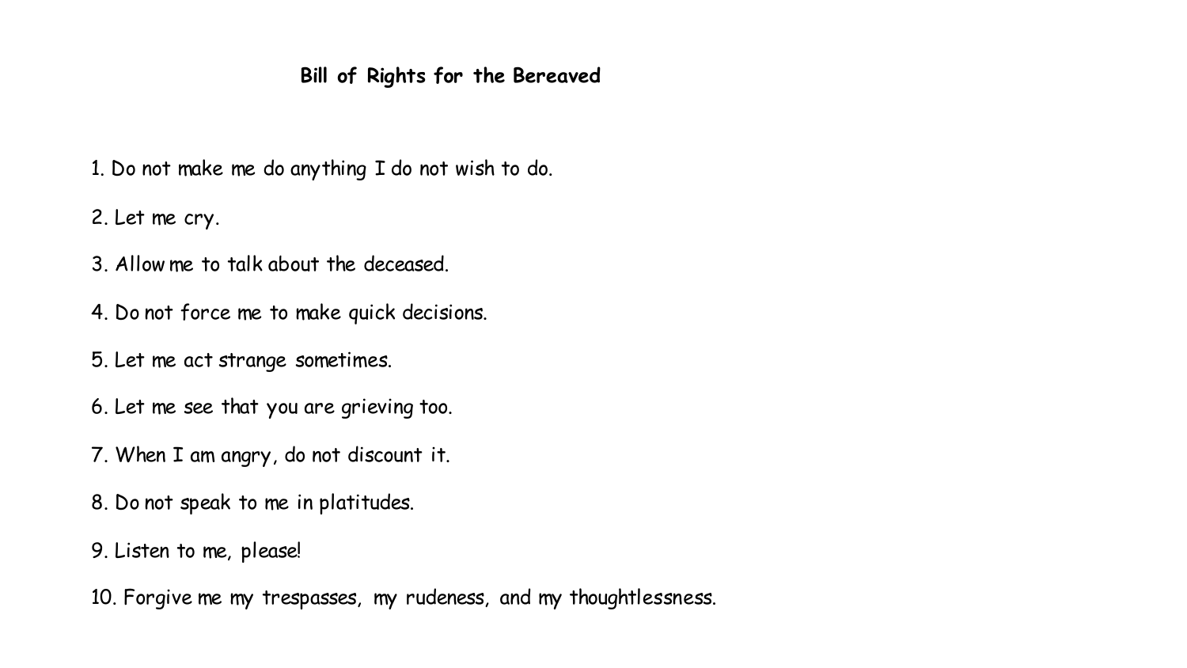# Bill of Rights for the Bereaved

1. Do not make me do anything I do not wish to do.
2. Let me cry.
3. Allow me to talk about the deceased.
4. Do not force me to make quick decisions.
5. Let me act strange sometimes.
6. Let me see that you are grieving too.
7. When I am angry, do not discount it.
8. Do not speak to me in platitudes.
9. Listen to me, please!
10. Forgive me my trespasses, my rudeness, and my thoughtlessness.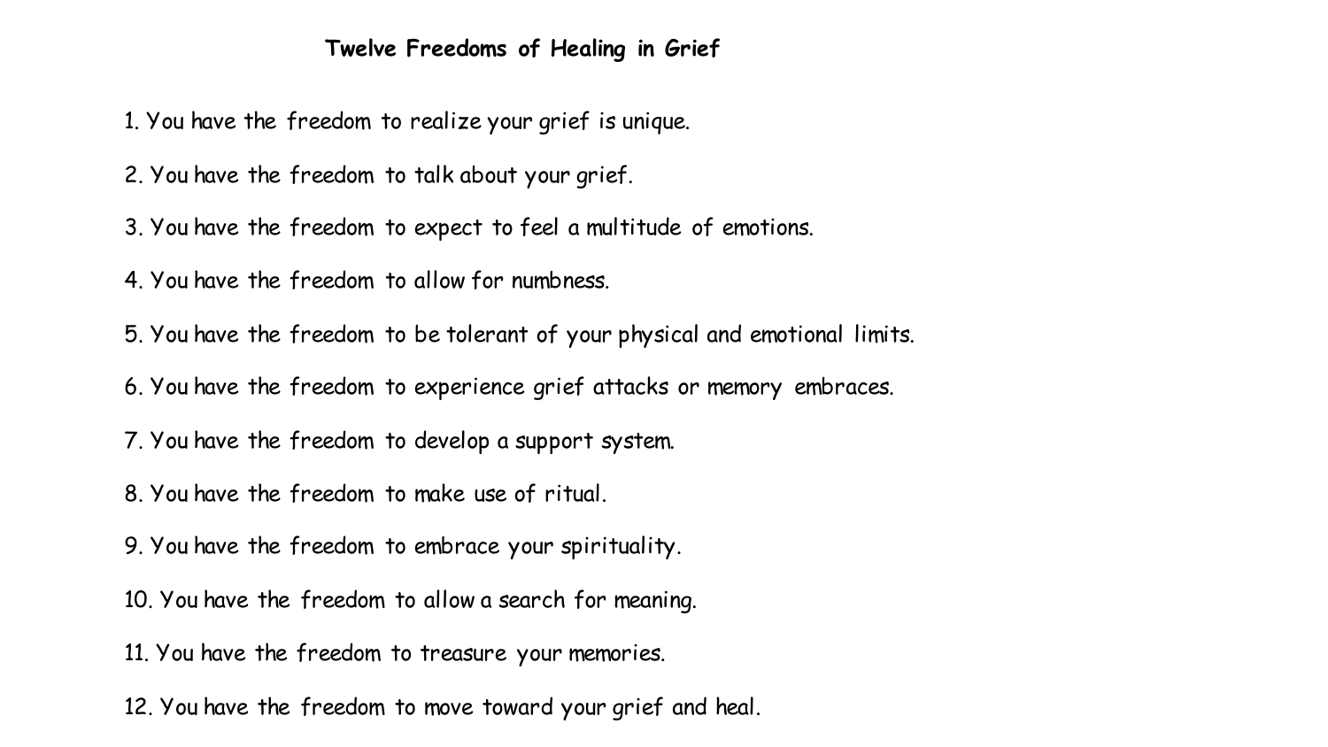# Twelve Freedoms of Healing in Grief

1. You have the freedom to realize your grief is unique.
2. You have the freedom to talk about your grief.
3. You have the freedom to expect to feel a multitude of emotions.
4. You have the freedom to allow for numbness.
5. You have the freedom to be tolerant of your physical and emotional limits.
6. You have the freedom to experience grief attacks or memory embraces.
7. You have the freedom to develop a support system.
8. You have the freedom to make use of ritual.
9. You have the freedom to embrace your spirituality.
10. You have the freedom to allow a search for meaning.
11. You have the freedom to treasure your memories.
12. You have the freedom to move toward your grief and heal.